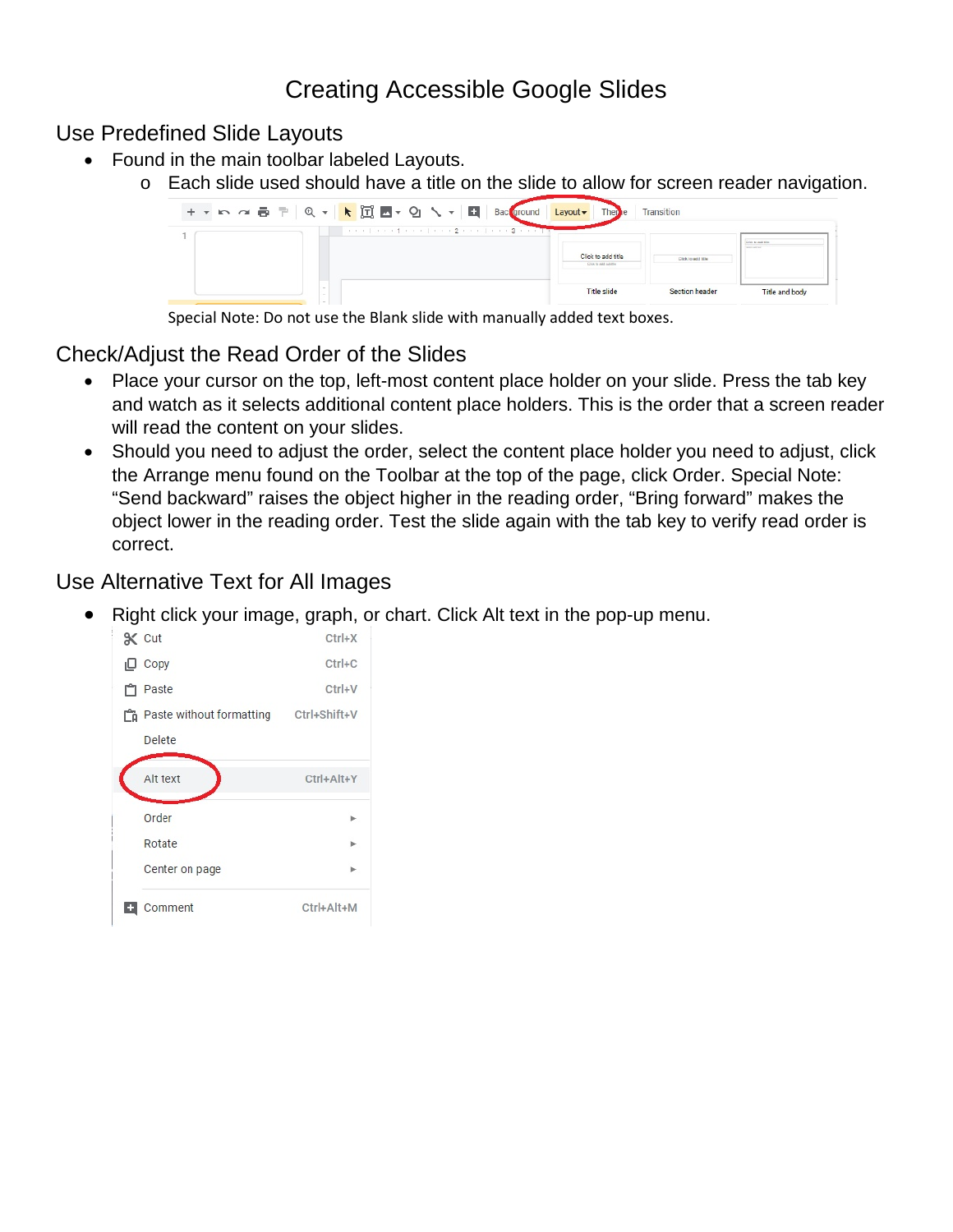# Creating Accessible Google Slides

## Use Predefined Slide Layouts

- Found in the main toolbar labeled Layouts.
  - Each slide used should have a title on the slide to allow for screen reader navigation.

Special Note: Do not use the Blank slide with manually added text boxes.

## Check/Adjust the Read Order of the Slides

- Place your cursor on the top, left-most content place holder on your slide. Press the tab key and watch as it selects additional content place holders. This is the order that a screen reader will read the content on your slides.
- Should you need to adjust the order, select the content place holder you need to adjust, click the Arrange menu found on the Toolbar at the top of the page, click Order. Special Note: "Send backward" raises the object higher in the reading order, "Bring forward" makes the object lower in the reading order. Test the slide again with the tab key to verify read order is correct.

## Use Alternative Text for All Images

- Right click your image, graph, or chart. Click Alt text in the pop-up menu.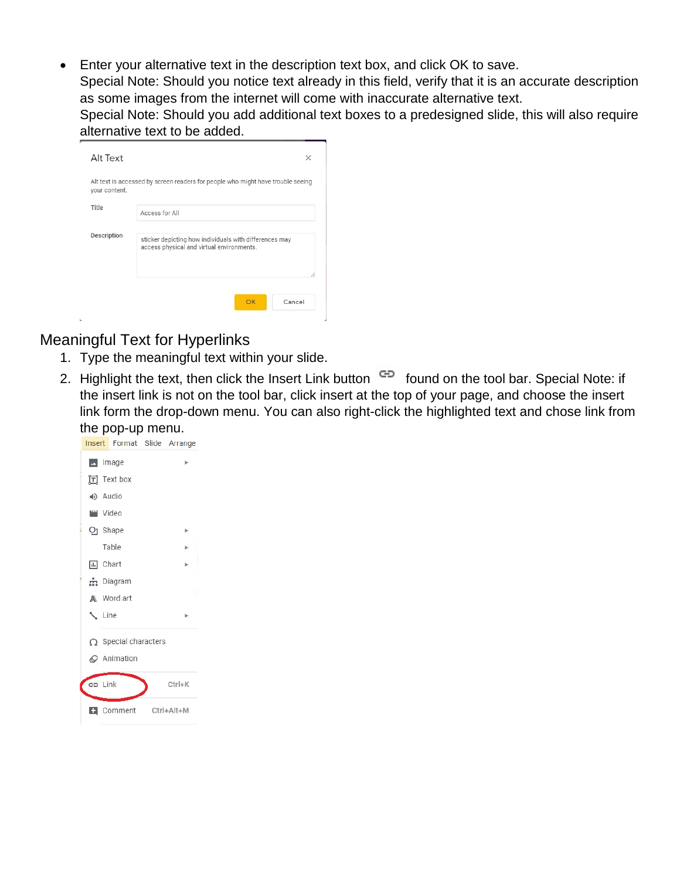- Enter your alternative text in the description text box, and click OK to save.
  Special Note: Should you notice text already in this field, verify that it is an accurate description as some images from the internet will come with inaccurate alternative text.
  Special Note: Should you add additional text boxes to a predesigned slide, this will also require alternative text to be added.

## Meaningful Text for Hyperlinks

1. Type the meaningful text within your slide.
2. Highlight the text, then click the Insert Link button found on the tool bar. Special Note: if the insert link is not on the tool bar, click insert at the top of your page, and choose the insert link form the drop-down menu. You can also right-click the highlighted text and chose link from the pop-up menu.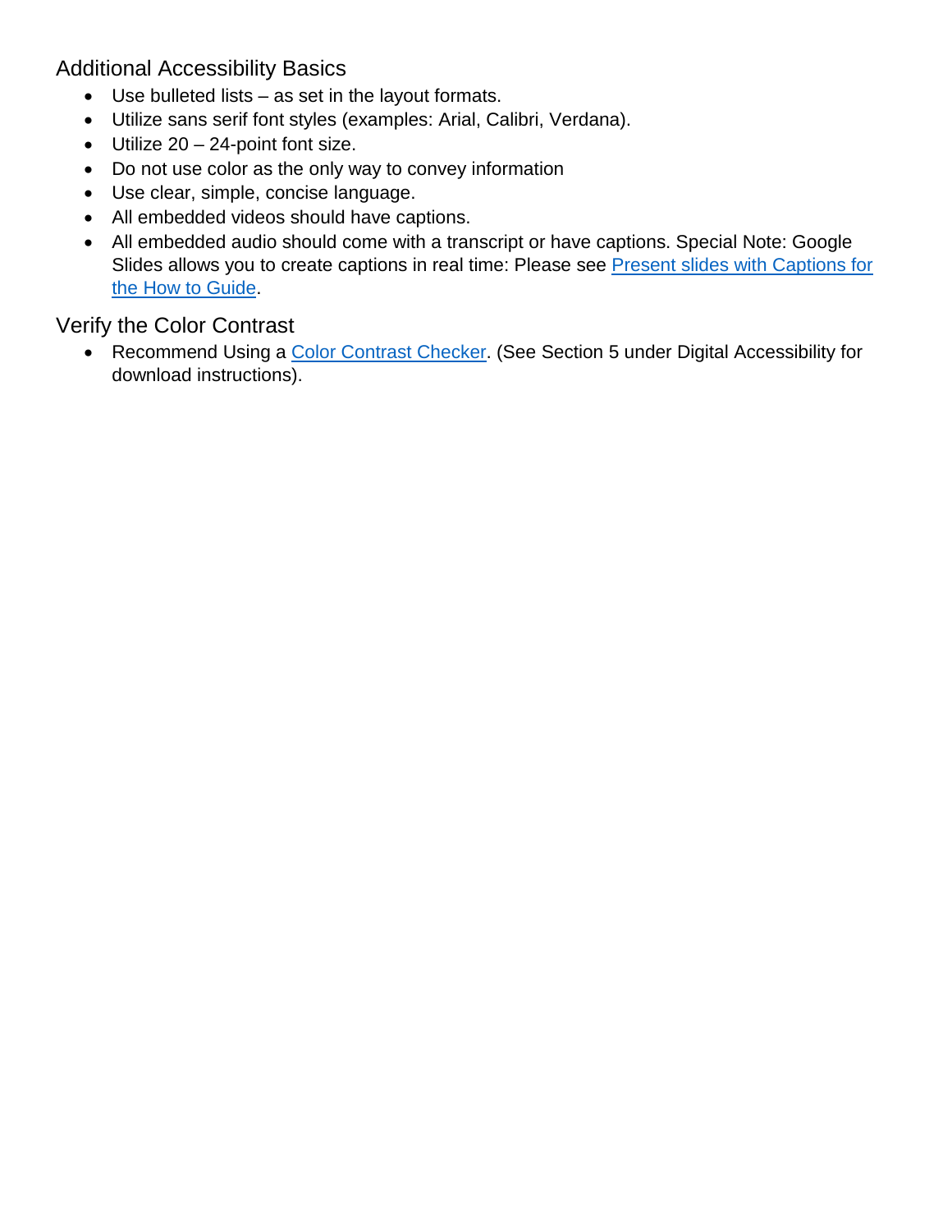## Additional Accessibility Basics

- Use bulleted lists – as set in the layout formats.
- Utilize sans serif font styles (examples: Arial, Calibri, Verdana).
- Utilize 20 – 24-point font size.
- Do not use color as the only way to convey information
- Use clear, simple, concise language.
- All embedded videos should have captions.
- All embedded audio should come with a transcript or have captions. Special Note: Google Slides allows you to create captions in real time: Please see Present slides with Captions for the How to Guide.

## Verify the Color Contrast

- Recommend Using a Color Contrast Checker. (See Section 5 under Digital Accessibility for download instructions).